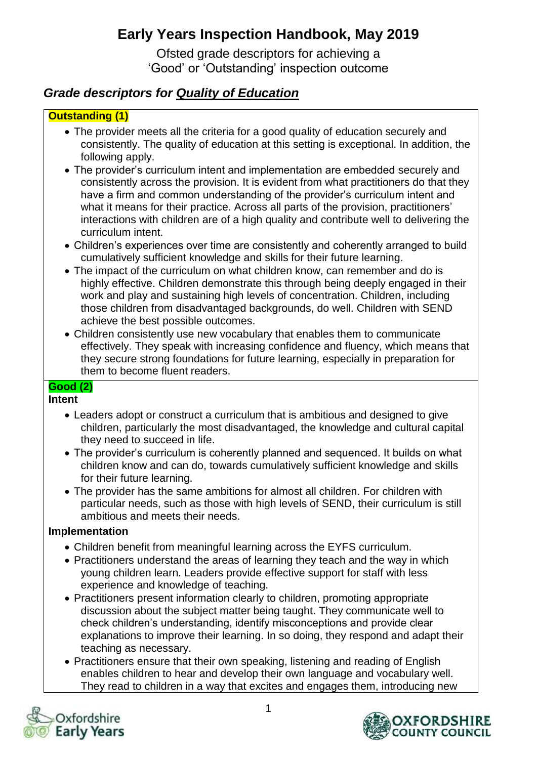# Early Years Inspection Handbook, May 2019

Ofsted grade descriptors for achieving a 'Good' or 'Outstanding' inspection outcome

## *Grade descriptors for Quality of Education*

**Outstanding (1)**

- The provider meets all the criteria for a good quality of education securely and consistently. The quality of education at this setting is exceptional. In addition, the following apply.
- The provider's curriculum intent and implementation are embedded securely and consistently across the provision. It is evident from what practitioners do that they have a firm and common understanding of the provider's curriculum intent and what it means for their practice. Across all parts of the provision, practitioners' interactions with children are of a high quality and contribute well to delivering the curriculum intent.
- Children's experiences over time are consistently and coherently arranged to build cumulatively sufficient knowledge and skills for their future learning.
- The impact of the curriculum on what children know, can remember and do is highly effective. Children demonstrate this through being deeply engaged in their work and play and sustaining high levels of concentration. Children, including those children from disadvantaged backgrounds, do well. Children with SEND achieve the best possible outcomes.
- Children consistently use new vocabulary that enables them to communicate effectively. They speak with increasing confidence and fluency, which means that they secure strong foundations for future learning, especially in preparation for them to become fluent readers.

**Good (2)**

**Intent**

- Leaders adopt or construct a curriculum that is ambitious and designed to give children, particularly the most disadvantaged, the knowledge and cultural capital they need to succeed in life.
- The provider's curriculum is coherently planned and sequenced. It builds on what children know and can do, towards cumulatively sufficient knowledge and skills for their future learning.
- The provider has the same ambitions for almost all children. For children with particular needs, such as those with high levels of SEND, their curriculum is still ambitious and meets their needs.

**Implementation**

- Children benefit from meaningful learning across the EYFS curriculum.
- Practitioners understand the areas of learning they teach and the way in which young children learn. Leaders provide effective support for staff with less experience and knowledge of teaching.
- Practitioners present information clearly to children, promoting appropriate discussion about the subject matter being taught. They communicate well to check children's understanding, identify misconceptions and provide clear explanations to improve their learning. In so doing, they respond and adapt their teaching as necessary.
- Practitioners ensure that their own speaking, listening and reading of English enables children to hear and develop their own language and vocabulary well. They read to children in a way that excites and engages them, introducing new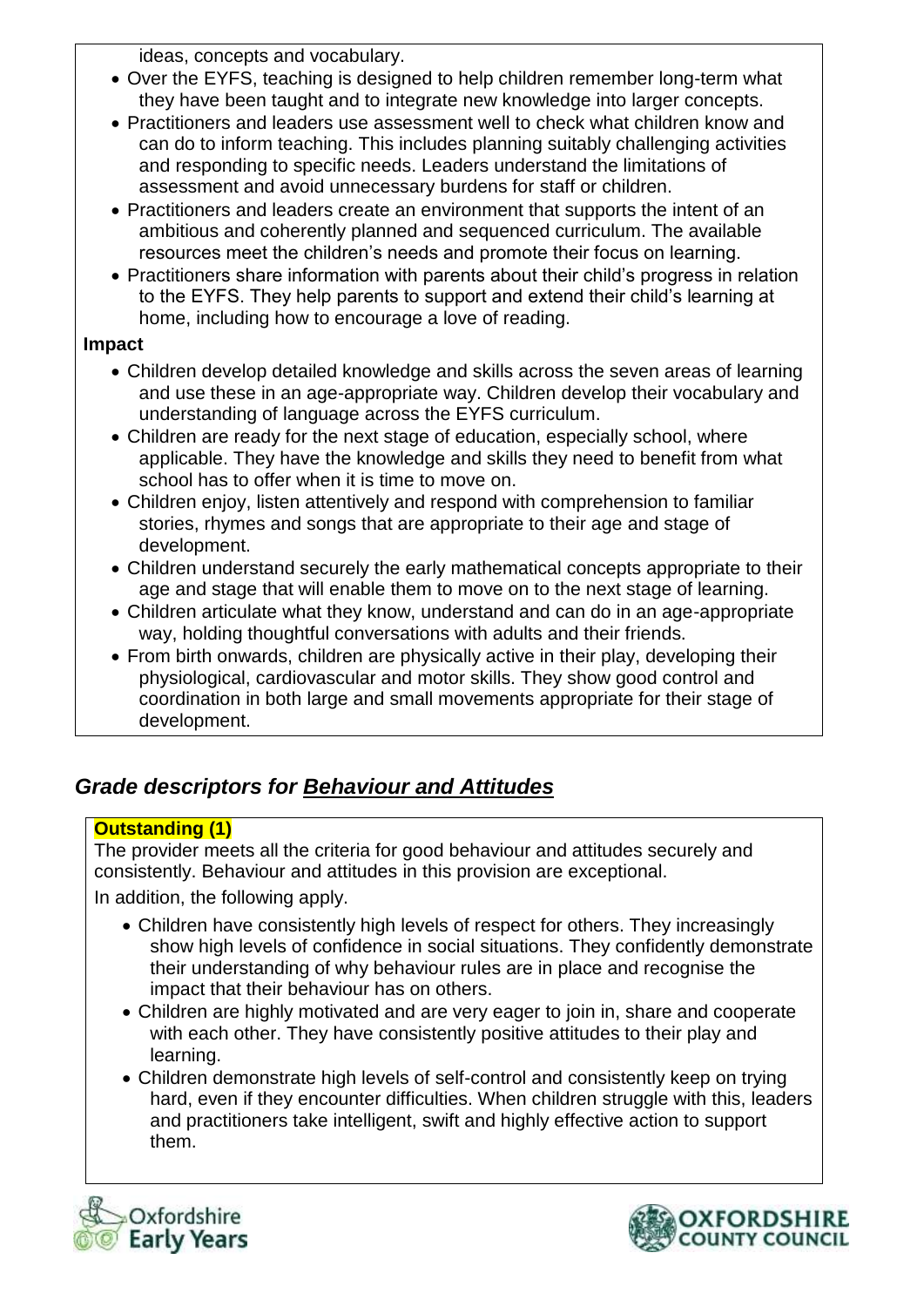ideas, concepts and vocabulary.

- Over the EYFS, teaching is designed to help children remember long-term what they have been taught and to integrate new knowledge into larger concepts.
- Practitioners and leaders use assessment well to check what children know and can do to inform teaching. This includes planning suitably challenging activities and responding to specific needs. Leaders understand the limitations of assessment and avoid unnecessary burdens for staff or children.
- Practitioners and leaders create an environment that supports the intent of an ambitious and coherently planned and sequenced curriculum. The available resources meet the children's needs and promote their focus on learning.
- Practitioners share information with parents about their child's progress in relation to the EYFS. They help parents to support and extend their child's learning at home, including how to encourage a love of reading.

**Impact**

- Children develop detailed knowledge and skills across the seven areas of learning and use these in an age-appropriate way. Children develop their vocabulary and understanding of language across the EYFS curriculum.
- Children are ready for the next stage of education, especially school, where applicable. They have the knowledge and skills they need to benefit from what school has to offer when it is time to move on.
- Children enjoy, listen attentively and respond with comprehension to familiar stories, rhymes and songs that are appropriate to their age and stage of development.
- Children understand securely the early mathematical concepts appropriate to their age and stage that will enable them to move on to the next stage of learning.
- Children articulate what they know, understand and can do in an age-appropriate way, holding thoughtful conversations with adults and their friends.
- From birth onwards, children are physically active in their play, developing their physiological, cardiovascular and motor skills. They show good control and coordination in both large and small movements appropriate for their stage of development.

## *Grade descriptors for Behaviour and Attitudes*

**Outstanding (1)**

The provider meets all the criteria for good behaviour and attitudes securely and consistently. Behaviour and attitudes in this provision are exceptional.

In addition, the following apply.

- Children have consistently high levels of respect for others. They increasingly show high levels of confidence in social situations. They confidently demonstrate their understanding of why behaviour rules are in place and recognise the impact that their behaviour has on others.
- Children are highly motivated and are very eager to join in, share and cooperate with each other. They have consistently positive attitudes to their play and learning.
- Children demonstrate high levels of self-control and consistently keep on trying hard, even if they encounter difficulties. When children struggle with this, leaders and practitioners take intelligent, swift and highly effective action to support them.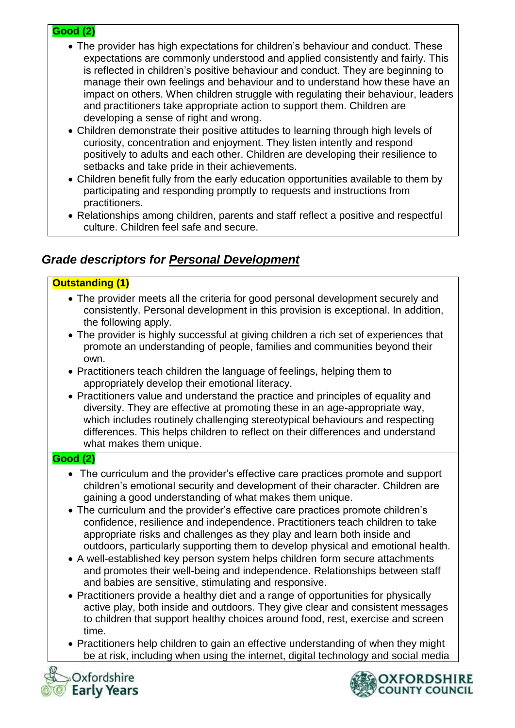**Good (2)**

- The provider has high expectations for children's behaviour and conduct. These expectations are commonly understood and applied consistently and fairly. This is reflected in children's positive behaviour and conduct. They are beginning to manage their own feelings and behaviour and to understand how these have an impact on others. When children struggle with regulating their behaviour, leaders and practitioners take appropriate action to support them. Children are developing a sense of right and wrong.
- Children demonstrate their positive attitudes to learning through high levels of curiosity, concentration and enjoyment. They listen intently and respond positively to adults and each other. Children are developing their resilience to setbacks and take pride in their achievements.
- Children benefit fully from the early education opportunities available to them by participating and responding promptly to requests and instructions from practitioners.
- Relationships among children, parents and staff reflect a positive and respectful culture. Children feel safe and secure.

## *Grade descriptors for* ***Personal Development***

**Outstanding (1)**

- The provider meets all the criteria for good personal development securely and consistently. Personal development in this provision is exceptional. In addition, the following apply.
- The provider is highly successful at giving children a rich set of experiences that promote an understanding of people, families and communities beyond their own.
- Practitioners teach children the language of feelings, helping them to appropriately develop their emotional literacy.
- Practitioners value and understand the practice and principles of equality and diversity. They are effective at promoting these in an age-appropriate way, which includes routinely challenging stereotypical behaviours and respecting differences. This helps children to reflect on their differences and understand what makes them unique.

**Good (2)**

- The curriculum and the provider's effective care practices promote and support children's emotional security and development of their character. Children are gaining a good understanding of what makes them unique.
- The curriculum and the provider's effective care practices promote children's confidence, resilience and independence. Practitioners teach children to take appropriate risks and challenges as they play and learn both inside and outdoors, particularly supporting them to develop physical and emotional health.
- A well-established key person system helps children form secure attachments and promotes their well-being and independence. Relationships between staff and babies are sensitive, stimulating and responsive.
- Practitioners provide a healthy diet and a range of opportunities for physically active play, both inside and outdoors. They give clear and consistent messages to children that support healthy choices around food, rest, exercise and screen time.
- Practitioners help children to gain an effective understanding of when they might be at risk, including when using the internet, digital technology and social media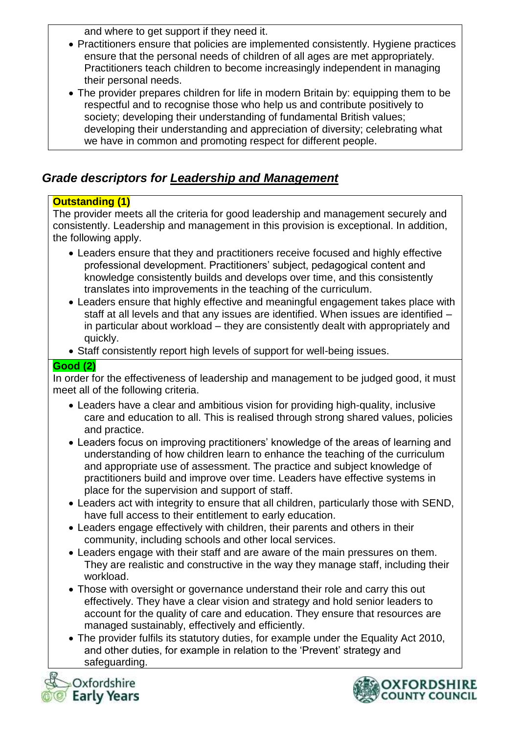and where to get support if they need it.

- Practitioners ensure that policies are implemented consistently. Hygiene practices ensure that the personal needs of children of all ages are met appropriately. Practitioners teach children to become increasingly independent in managing their personal needs.
- The provider prepares children for life in modern Britain by: equipping them to be respectful and to recognise those who help us and contribute positively to society; developing their understanding of fundamental British values; developing their understanding and appreciation of diversity; celebrating what we have in common and promoting respect for different people.

## *Grade descriptors for Leadership and Management*

**Outstanding (1)**

The provider meets all the criteria for good leadership and management securely and consistently. Leadership and management in this provision is exceptional. In addition, the following apply.

- Leaders ensure that they and practitioners receive focused and highly effective professional development. Practitioners' subject, pedagogical content and knowledge consistently builds and develops over time, and this consistently translates into improvements in the teaching of the curriculum.
- Leaders ensure that highly effective and meaningful engagement takes place with staff at all levels and that any issues are identified. When issues are identified – in particular about workload – they are consistently dealt with appropriately and quickly.
- Staff consistently report high levels of support for well-being issues.

**Good (2)**

In order for the effectiveness of leadership and management to be judged good, it must meet all of the following criteria.

- Leaders have a clear and ambitious vision for providing high-quality, inclusive care and education to all. This is realised through strong shared values, policies and practice.
- Leaders focus on improving practitioners' knowledge of the areas of learning and understanding of how children learn to enhance the teaching of the curriculum and appropriate use of assessment. The practice and subject knowledge of practitioners build and improve over time. Leaders have effective systems in place for the supervision and support of staff.
- Leaders act with integrity to ensure that all children, particularly those with SEND, have full access to their entitlement to early education.
- Leaders engage effectively with children, their parents and others in their community, including schools and other local services.
- Leaders engage with their staff and are aware of the main pressures on them. They are realistic and constructive in the way they manage staff, including their workload.
- Those with oversight or governance understand their role and carry this out effectively. They have a clear vision and strategy and hold senior leaders to account for the quality of care and education. They ensure that resources are managed sustainably, effectively and efficiently.
- The provider fulfils its statutory duties, for example under the Equality Act 2010, and other duties, for example in relation to the 'Prevent' strategy and safeguarding.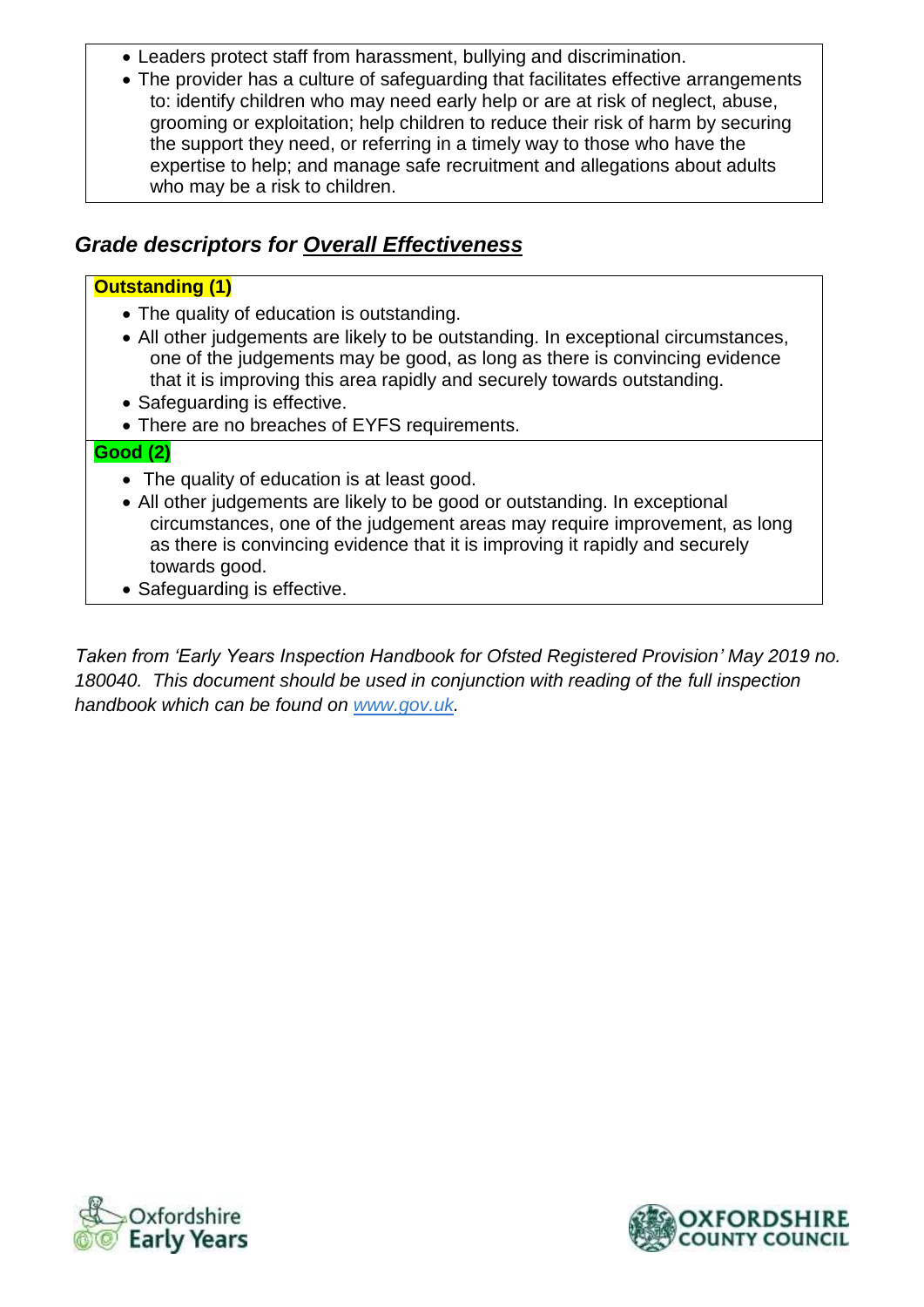- Leaders protect staff from harassment, bullying and discrimination.
- The provider has a culture of safeguarding that facilitates effective arrangements to: identify children who may need early help or are at risk of neglect, abuse, grooming or exploitation; help children to reduce their risk of harm by securing the support they need, or referring in a timely way to those who have the expertise to help; and manage safe recruitment and allegations about adults who may be a risk to children.

## *Grade descriptors for Overall Effectiveness*

**Outstanding (1)**

- The quality of education is outstanding.
- All other judgements are likely to be outstanding. In exceptional circumstances, one of the judgements may be good, as long as there is convincing evidence that it is improving this area rapidly and securely towards outstanding.
- Safeguarding is effective.
- There are no breaches of EYFS requirements.

**Good (2)**

- The quality of education is at least good.
- All other judgements are likely to be good or outstanding. In exceptional circumstances, one of the judgement areas may require improvement, as long as there is convincing evidence that it is improving it rapidly and securely towards good.
- Safeguarding is effective.

*Taken from 'Early Years Inspection Handbook for Ofsted Registered Provision' May 2019 no. 180040. This document should be used in conjunction with reading of the full inspection handbook which can be found on www.gov.uk.*